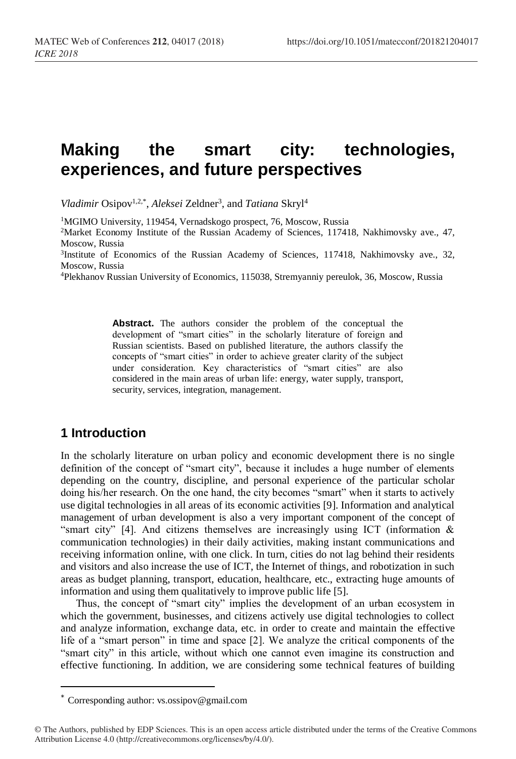# Making the smart city: technologies, experiences, and future perspectives

*Vladimir* Osipov[1,2,*], *Aleksei* Zeldner[3], and *Tatiana* Skryl[4]

[1]MGIMO University, 119454, Vernadskogo prospect, 76, Moscow, Russia
[2]Market Economy Institute of the Russian Academy of Sciences, 117418, Nakhimovsky ave., 47, Moscow, Russia
[3]Institute of Economics of the Russian Academy of Sciences, 117418, Nakhimovsky ave., 32, Moscow, Russia
[4]Plekhanov Russian University of Economics, 115038, Stremyanniy pereulok, 36, Moscow, Russia

**Abstract.** The authors consider the problem of the conceptual the development of "smart cities" in the scholarly literature of foreign and Russian scientists. Based on published literature, the authors classify the concepts of "smart cities" in order to achieve greater clarity of the subject under consideration. Key characteristics of "smart cities" are also considered in the main areas of urban life: energy, water supply, transport, security, services, integration, management.

## 1 Introduction

In the scholarly literature on urban policy and economic development there is no single definition of the concept of "smart city", because it includes a huge number of elements depending on the country, discipline, and personal experience of the particular scholar doing his/her research. On the one hand, the city becomes "smart" when it starts to actively use digital technologies in all areas of its economic activities [9]. Information and analytical management of urban development is also a very important component of the concept of "smart city" [4]. And citizens themselves are increasingly using ICT (information & communication technologies) in their daily activities, making instant communications and receiving information online, with one click. In turn, cities do not lag behind their residents and visitors and also increase the use of ICT, the Internet of things, and robotization in such areas as budget planning, transport, education, healthcare, etc., extracting huge amounts of information and using them qualitatively to improve public life [5].

Thus, the concept of "smart city" implies the development of an urban ecosystem in which the government, businesses, and citizens actively use digital technologies to collect and analyze information, exchange data, etc. in order to create and maintain the effective life of a "smart person" in time and space [2]. We analyze the critical components of the "smart city" in this article, without which one cannot even imagine its construction and effective functioning. In addition, we are considering some technical features of building

* Corresponding author: vs.ossipov@gmail.com

© The Authors, published by EDP Sciences. This is an open access article distributed under the terms of the Creative Commons Attribution License 4.0 (http://creativecommons.org/licenses/by/4.0/).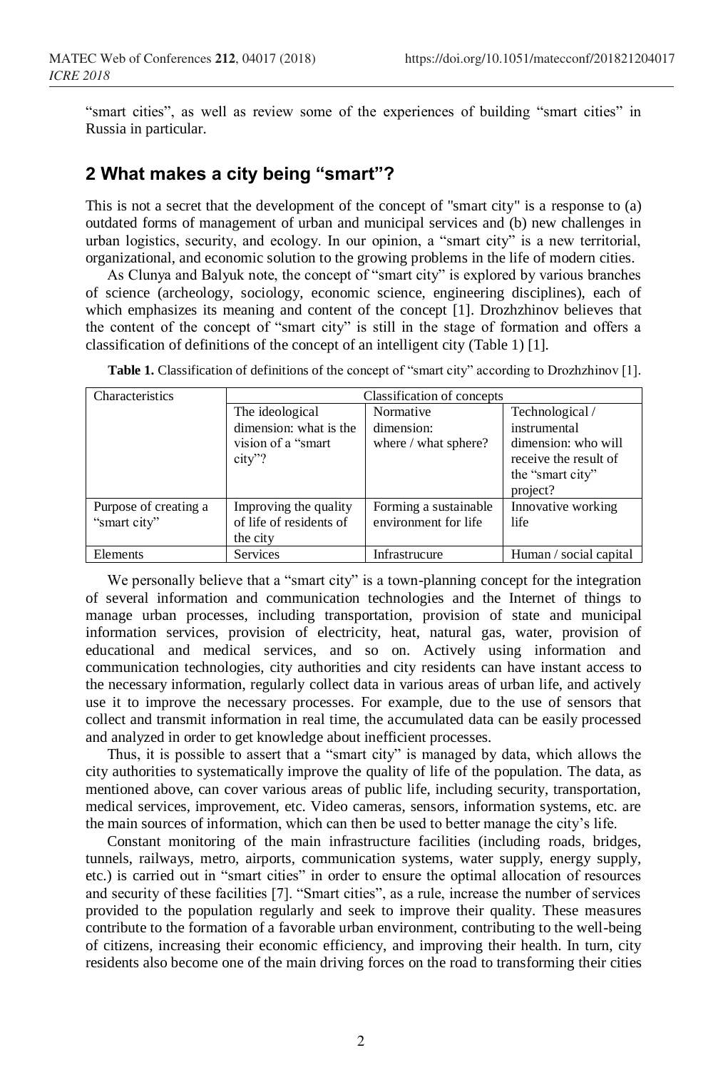"smart cities", as well as review some of the experiences of building "smart cities" in Russia in particular.

## 2 What makes a city being "smart"?

This is not a secret that the development of the concept of "smart city" is a response to (a) outdated forms of management of urban and municipal services and (b) new challenges in urban logistics, security, and ecology. In our opinion, a "smart city" is a new territorial, organizational, and economic solution to the growing problems in the life of modern cities.

As Clunya and Balyuk note, the concept of "smart city" is explored by various branches of science (archeology, sociology, economic science, engineering disciplines), each of which emphasizes its meaning and content of the concept [1]. Drozhzhinov believes that the content of the concept of "smart city" is still in the stage of formation and offers a classification of definitions of the concept of an intelligent city (Table 1) [1].

**Table 1.** Classification of definitions of the concept of "smart city" according to Drozhzhinov [1].

| Characteristics | Classification of concepts | | |
|---|---|---|---|
| | The ideological dimension: what is the vision of a "smart city"? | Normative dimension: where / what sphere? | Technological / instrumental dimension: who will receive the result of the "smart city" project? |
| Purpose of creating a "smart city" | Improving the quality of life of residents of the city | Forming a sustainable environment for life | Innovative working life |
| Elements | Services | Infrastrucure | Human / social capital |

We personally believe that a "smart city" is a town-planning concept for the integration of several information and communication technologies and the Internet of things to manage urban processes, including transportation, provision of state and municipal information services, provision of electricity, heat, natural gas, water, provision of educational and medical services, and so on. Actively using information and communication technologies, city authorities and city residents can have instant access to the necessary information, regularly collect data in various areas of urban life, and actively use it to improve the necessary processes. For example, due to the use of sensors that collect and transmit information in real time, the accumulated data can be easily processed and analyzed in order to get knowledge about inefficient processes.

Thus, it is possible to assert that a "smart city" is managed by data, which allows the city authorities to systematically improve the quality of life of the population. The data, as mentioned above, can cover various areas of public life, including security, transportation, medical services, improvement, etc. Video cameras, sensors, information systems, etc. are the main sources of information, which can then be used to better manage the city's life.

Constant monitoring of the main infrastructure facilities (including roads, bridges, tunnels, railways, metro, airports, communication systems, water supply, energy supply, etc.) is carried out in "smart cities" in order to ensure the optimal allocation of resources and security of these facilities [7]. "Smart cities", as a rule, increase the number of services provided to the population regularly and seek to improve their quality. These measures contribute to the formation of a favorable urban environment, contributing to the well-being of citizens, increasing their economic efficiency, and improving their health. In turn, city residents also become one of the main driving forces on the road to transforming their cities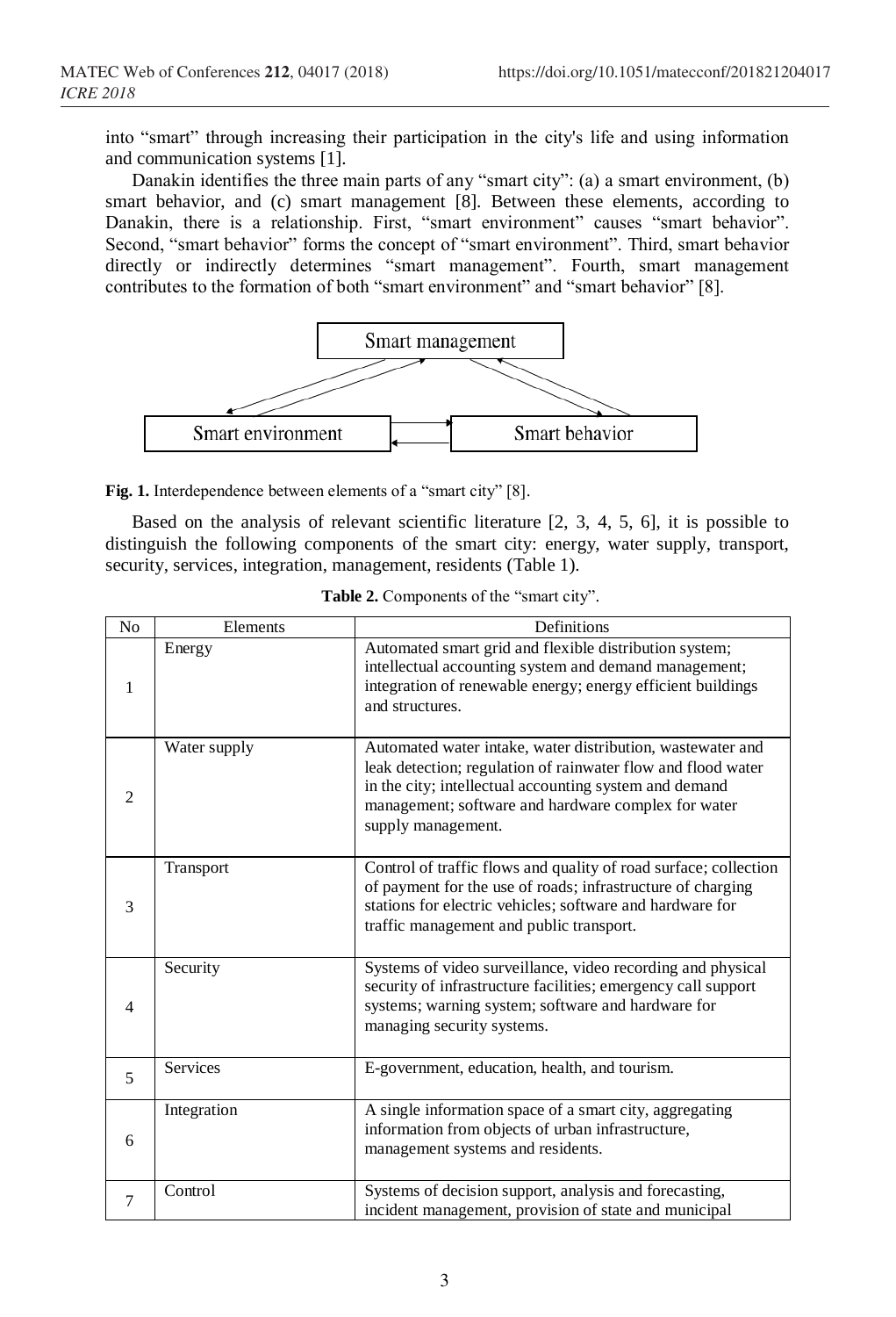into "smart" through increasing their participation in the city's life and using information and communication systems [1].

Danakin identifies the three main parts of any "smart city": (a) a smart environment, (b) smart behavior, and (c) smart management [8]. Between these elements, according to Danakin, there is a relationship. First, "smart environment" causes "smart behavior". Second, "smart behavior" forms the concept of "smart environment". Third, smart behavior directly or indirectly determines "smart management". Fourth, smart management contributes to the formation of both "smart environment" and "smart behavior" [8].

Smart management

Smart environment

Smart behavior

**Fig. 1.** Interdependence between elements of a "smart city" [8].

Based on the analysis of relevant scientific literature [2, 3, 4, 5, 6], it is possible to distinguish the following components of the smart city: energy, water supply, transport, security, services, integration, management, residents (Table 1).

**Table 2.** Components of the "smart city".

| No | Elements | Definitions |
|---|---|---|
| 1 | Energy | Automated smart grid and flexible distribution system; intellectual accounting system and demand management; integration of renewable energy; energy efficient buildings and structures. |
| 2 | Water supply | Automated water intake, water distribution, wastewater and leak detection; regulation of rainwater flow and flood water in the city; intellectual accounting system and demand management; software and hardware complex for water supply management. |
| 3 | Transport | Control of traffic flows and quality of road surface; collection of payment for the use of roads; infrastructure of charging stations for electric vehicles; software and hardware for traffic management and public transport. |
| 4 | Security | Systems of video surveillance, video recording and physical security of infrastructure facilities; emergency call support systems; warning system; software and hardware for managing security systems. |
| 5 | Services | E-government, education, health, and tourism. |
| 6 | Integration | A single information space of a smart city, aggregating information from objects of urban infrastructure, management systems and residents. |
| 7 | Control | Systems of decision support, analysis and forecasting, incident management, provision of state and municipal |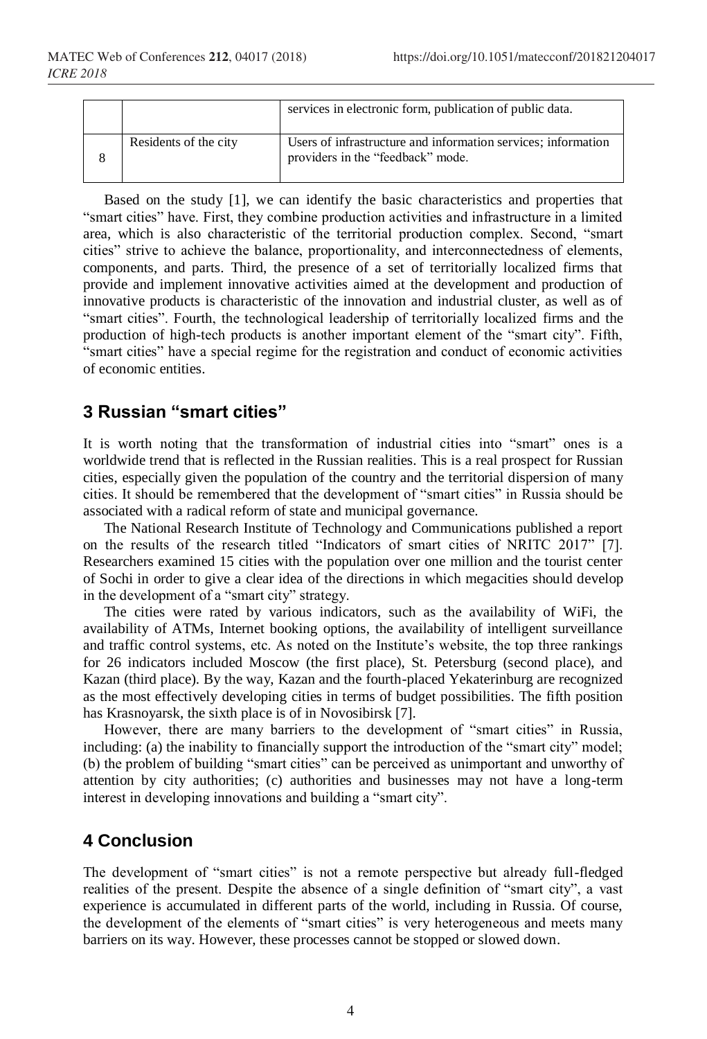| | | |
|---|---|---|
| | | services in electronic form, publication of public data. |
| 8 | Residents of the city | Users of infrastructure and information services; information providers in the "feedback" mode. |

Based on the study [1], we can identify the basic characteristics and properties that "smart cities" have. First, they combine production activities and infrastructure in a limited area, which is also characteristic of the territorial production complex. Second, "smart cities" strive to achieve the balance, proportionality, and interconnectedness of elements, components, and parts. Third, the presence of a set of territorially localized firms that provide and implement innovative activities aimed at the development and production of innovative products is characteristic of the innovation and industrial cluster, as well as of "smart cities". Fourth, the technological leadership of territorially localized firms and the production of high-tech products is another important element of the "smart city". Fifth, "smart cities" have a special regime for the registration and conduct of economic activities of economic entities.

## 3 Russian "smart cities"

It is worth noting that the transformation of industrial cities into "smart" ones is a worldwide trend that is reflected in the Russian realities. This is a real prospect for Russian cities, especially given the population of the country and the territorial dispersion of many cities. It should be remembered that the development of "smart cities" in Russia should be associated with a radical reform of state and municipal governance.

The National Research Institute of Technology and Communications published a report on the results of the research titled "Indicators of smart cities of NRITC 2017" [7]. Researchers examined 15 cities with the population over one million and the tourist center of Sochi in order to give a clear idea of the directions in which megacities should develop in the development of a "smart city" strategy.

The cities were rated by various indicators, such as the availability of WiFi, the availability of ATMs, Internet booking options, the availability of intelligent surveillance and traffic control systems, etc. As noted on the Institute's website, the top three rankings for 26 indicators included Moscow (the first place), St. Petersburg (second place), and Kazan (third place). By the way, Kazan and the fourth-placed Yekaterinburg are recognized as the most effectively developing cities in terms of budget possibilities. The fifth position has Krasnoyarsk, the sixth place is of in Novosibirsk [7].

However, there are many barriers to the development of "smart cities" in Russia, including: (a) the inability to financially support the introduction of the "smart city" model; (b) the problem of building "smart cities" can be perceived as unimportant and unworthy of attention by city authorities; (c) authorities and businesses may not have a long-term interest in developing innovations and building a "smart city".

## 4 Conclusion

The development of "smart cities" is not a remote perspective but already full-fledged realities of the present. Despite the absence of a single definition of "smart city", a vast experience is accumulated in different parts of the world, including in Russia. Of course, the development of the elements of "smart cities" is very heterogeneous and meets many barriers on its way. However, these processes cannot be stopped or slowed down.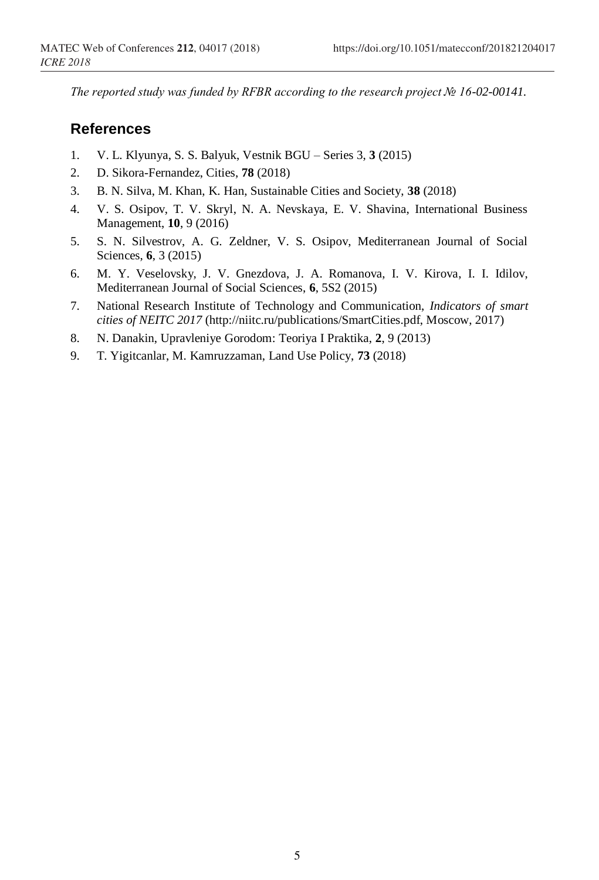*The reported study was funded by RFBR according to the research project № 16-02-00141.*

## References

1. V. L. Klyunya, S. S. Balyuk, Vestnik BGU – Series 3, **3** (2015)
2. D. Sikora-Fernandez, Cities, **78** (2018)
3. B. N. Silva, M. Khan, K. Han, Sustainable Cities and Society, **38** (2018)
4. V. S. Osipov, T. V. Skryl, N. A. Nevskaya, E. V. Shavina, International Business Management, **10**, 9 (2016)
5. S. N. Silvestrov, A. G. Zeldner, V. S. Osipov, Mediterranean Journal of Social Sciences, **6**, 3 (2015)
6. M. Y. Veselovsky, J. V. Gnezdova, J. A. Romanova, I. V. Kirova, I. I. Idilov, Mediterranean Journal of Social Sciences, **6**, 5S2 (2015)
7. National Research Institute of Technology and Communication, *Indicators of smart cities of NEITC 2017* (http://niitc.ru/publications/SmartCities.pdf, Moscow, 2017)
8. N. Danakin, Upravleniye Gorodom: Teoriya I Praktika, **2**, 9 (2013)
9. T. Yigitcanlar, M. Kamruzzaman, Land Use Policy, **73** (2018)